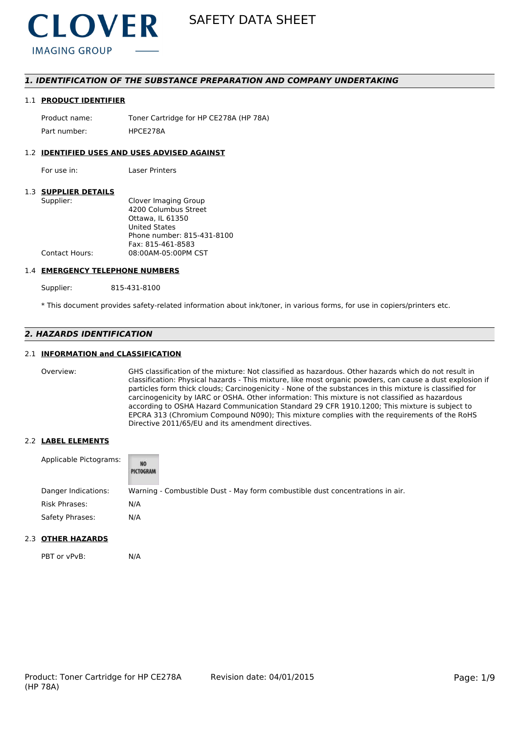**CLOVER**
IMAGING GROUP

# SAFETY DATA SHEET

## 1. IDENTIFICATION OF THE SUBSTANCE PREPARATION AND COMPANY UNDERTAKING

### 1.1 PRODUCT IDENTIFIER

| | |
|---|---|
| Product name: | Toner Cartridge for HP CE278A (HP 78A) |
| Part number: | HPCE278A |

### 1.2 IDENTIFIED USES AND USES ADVISED AGAINST

| | |
|---|---|
| For use in: | Laser Printers |

### 1.3 SUPPLIER DETAILS

| | |
|---|---|
| Supplier: | Clover Imaging Group<br>4200 Columbus Street<br>Ottawa, IL 61350<br>United States<br>Phone number: 815-431-8100<br>Fax: 815-461-8583 |
| Contact Hours: | 08:00AM-05:00PM CST |

### 1.4 EMERGENCY TELEPHONE NUMBERS

| | |
|---|---|
| Supplier: | 815-431-8100 |

* This document provides safety-related information about ink/toner, in various forms, for use in copiers/printers etc.

## 2. HAZARDS IDENTIFICATION

### 2.1 INFORMATION and CLASSIFICATION

Overview: GHS classification of the mixture: Not classified as hazardous. Other hazards which do not result in classification: Physical hazards - This mixture, like most organic powders, can cause a dust explosion if particles form thick clouds; Carcinogenicity - None of the substances in this mixture is classified for carcinogenicity by IARC or OSHA. Other information: This mixture is not classified as hazardous according to OSHA Hazard Communication Standard 29 CFR 1910.1200; This mixture is subject to EPCRA 313 (Chromium Compound N090); This mixture complies with the requirements of the RoHS Directive 2011/65/EU and its amendment directives.

### 2.2 LABEL ELEMENTS

| | |
|---|---|
| Applicable Pictograms: | NO PICTOGRAM |
| Danger Indications: | Warning - Combustible Dust - May form combustible dust concentrations in air. |
| Risk Phrases: | N/A |
| Safety Phrases: | N/A |

### 2.3 OTHER HAZARDS

| | |
|---|---|
| PBT or vPvB: | N/A |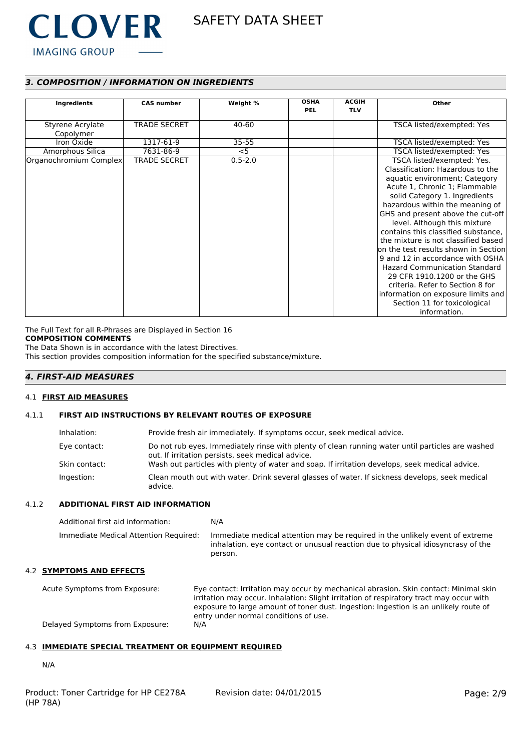## *3. COMPOSITION / INFORMATION ON INGREDIENTS*

| Ingredients | CAS number | Weight % | OSHA PEL | ACGIH TLV | Other |
|---|---|---|---|---|---|
| Styrene Acrylate Copolymer | TRADE SECRET | 40-60 | | | TSCA listed/exempted: Yes |
| Iron Oxide | 1317-61-9 | 35-55 | | | TSCA listed/exempted: Yes |
| Amorphous Silica | 7631-86-9 | <5 | | | TSCA listed/exempted: Yes |
| Organochromium Complex | TRADE SECRET | 0.5-2.0 | | | TSCA listed/exempted: Yes. Classification: Hazardous to the aquatic environment; Category Acute 1, Chronic 1; Flammable solid Category 1. Ingredients hazardous within the meaning of GHS and present above the cut-off level. Although this mixture contains this classified substance, the mixture is not classified based on the test results shown in Section 9 and 12 in accordance with OSHA Hazard Communication Standard 29 CFR 1910.1200 or the GHS criteria. Refer to Section 8 for information on exposure limits and Section 11 for toxicological information. |

The Full Text for all R-Phrases are Displayed in Section 16

**COMPOSITION COMMENTS**

The Data Shown is in accordance with the latest Directives.
This section provides composition information for the specified substance/mixture.

## *4. FIRST-AID MEASURES*

### 4.1 FIRST AID MEASURES

#### 4.1.1 FIRST AID INSTRUCTIONS BY RELEVANT ROUTES OF EXPOSURE

Inhalation: Provide fresh air immediately. If symptoms occur, seek medical advice.

Eye contact: Do not rub eyes. Immediately rinse with plenty of clean running water until particles are washed out. If irritation persists, seek medical advice.

Skin contact: Wash out particles with plenty of water and soap. If irritation develops, seek medical advice.

Ingestion: Clean mouth out with water. Drink several glasses of water. If sickness develops, seek medical advice.

#### 4.1.2 ADDITIONAL FIRST AID INFORMATION

Additional first aid information: N/A

Immediate Medical Attention Required: Immediate medical attention may be required in the unlikely event of extreme inhalation, eye contact or unusual reaction due to physical idiosyncrasy of the person.

### 4.2 SYMPTOMS AND EFFECTS

Acute Symptoms from Exposure: Eye contact: Irritation may occur by mechanical abrasion. Skin contact: Minimal skin irritation may occur. Inhalation: Slight irritation of respiratory tract may occur with exposure to large amount of toner dust. Ingestion: Ingestion is an unlikely route of entry under normal conditions of use.

Delayed Symptoms from Exposure: N/A

### 4.3 IMMEDIATE SPECIAL TREATMENT OR EQUIPMENT REQUIRED

N/A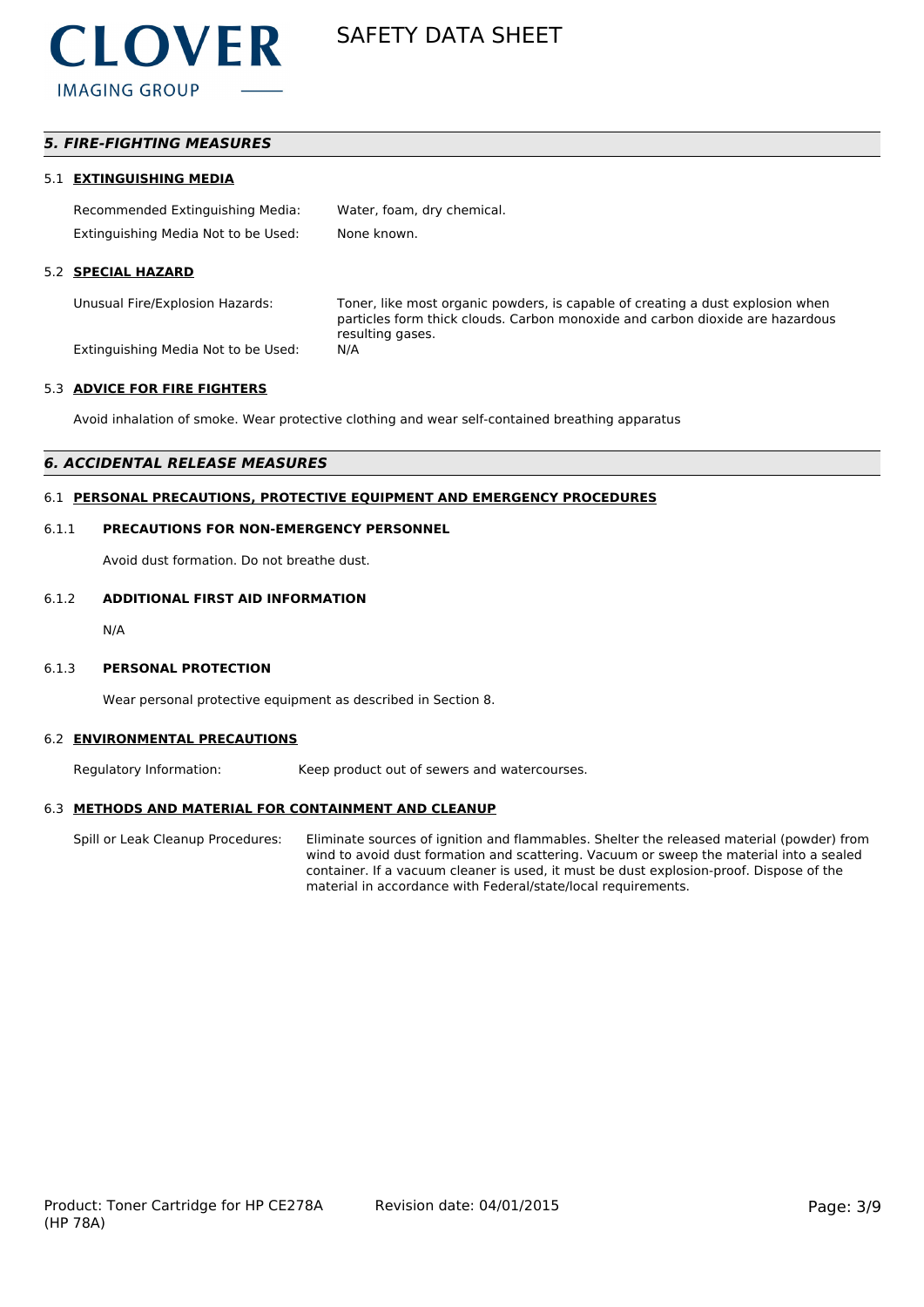## *5. FIRE-FIGHTING MEASURES*

### 5.1 EXTINGUISHING MEDIA

| | |
|---|---|
| Recommended Extinguishing Media: | Water, foam, dry chemical. |
| Extinguishing Media Not to be Used: | None known. |

### 5.2 SPECIAL HAZARD

| | |
|---|---|
| Unusual Fire/Explosion Hazards: | Toner, like most organic powders, is capable of creating a dust explosion when particles form thick clouds. Carbon monoxide and carbon dioxide are hazardous resulting gases. |
| Extinguishing Media Not to be Used: | N/A |

### 5.3 ADVICE FOR FIRE FIGHTERS

Avoid inhalation of smoke. Wear protective clothing and wear self-contained breathing apparatus

## *6. ACCIDENTAL RELEASE MEASURES*

### 6.1 PERSONAL PRECAUTIONS, PROTECTIVE EQUIPMENT AND EMERGENCY PROCEDURES

#### 6.1.1 PRECAUTIONS FOR NON-EMERGENCY PERSONNEL

Avoid dust formation. Do not breathe dust.

#### 6.1.2 ADDITIONAL FIRST AID INFORMATION

N/A

#### 6.1.3 PERSONAL PROTECTION

Wear personal protective equipment as described in Section 8.

### 6.2 ENVIRONMENTAL PRECAUTIONS

| | |
|---|---|
| Regulatory Information: | Keep product out of sewers and watercourses. |

### 6.3 METHODS AND MATERIAL FOR CONTAINMENT AND CLEANUP

| | |
|---|---|
| Spill or Leak Cleanup Procedures: | Eliminate sources of ignition and flammables. Shelter the released material (powder) from wind to avoid dust formation and scattering. Vacuum or sweep the material into a sealed container. If a vacuum cleaner is used, it must be dust explosion-proof. Dispose of the material in accordance with Federal/state/local requirements. |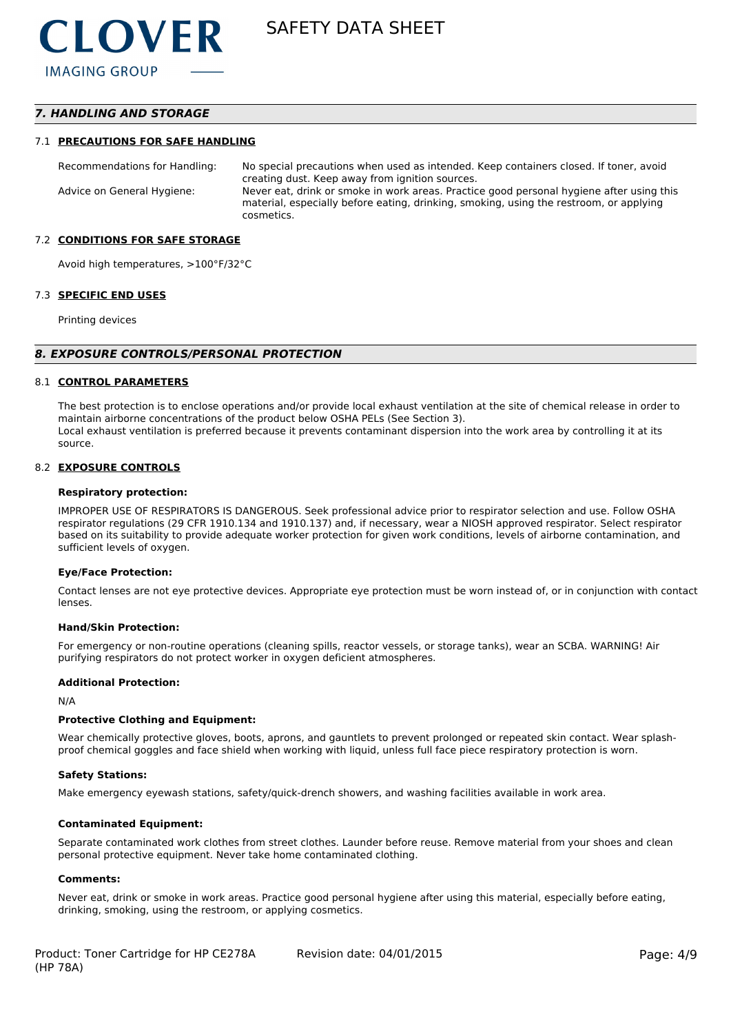## *7. HANDLING AND STORAGE*

### 7.1 **PRECAUTIONS FOR SAFE HANDLING**

| | |
|---|---|
| Recommendations for Handling: | No special precautions when used as intended. Keep containers closed. If toner, avoid creating dust. Keep away from ignition sources. |
| Advice on General Hygiene: | Never eat, drink or smoke in work areas. Practice good personal hygiene after using this material, especially before eating, drinking, smoking, using the restroom, or applying cosmetics. |

### 7.2 **CONDITIONS FOR SAFE STORAGE**

Avoid high temperatures, >100°F/32°C

### 7.3 **SPECIFIC END USES**

Printing devices

## *8. EXPOSURE CONTROLS/PERSONAL PROTECTION*

### 8.1 **CONTROL PARAMETERS**

The best protection is to enclose operations and/or provide local exhaust ventilation at the site of chemical release in order to maintain airborne concentrations of the product below OSHA PELs (See Section 3).
Local exhaust ventilation is preferred because it prevents contaminant dispersion into the work area by controlling it at its source.

### 8.2 **EXPOSURE CONTROLS**

**Respiratory protection:**

IMPROPER USE OF RESPIRATORS IS DANGEROUS. Seek professional advice prior to respirator selection and use. Follow OSHA respirator regulations (29 CFR 1910.134 and 1910.137) and, if necessary, wear a NIOSH approved respirator. Select respirator based on its suitability to provide adequate worker protection for given work conditions, levels of airborne contamination, and sufficient levels of oxygen.

**Eye/Face Protection:**

Contact lenses are not eye protective devices. Appropriate eye protection must be worn instead of, or in conjunction with contact lenses.

**Hand/Skin Protection:**

For emergency or non-routine operations (cleaning spills, reactor vessels, or storage tanks), wear an SCBA. WARNING! Air purifying respirators do not protect worker in oxygen deficient atmospheres.

**Additional Protection:**

N/A

**Protective Clothing and Equipment:**

Wear chemically protective gloves, boots, aprons, and gauntlets to prevent prolonged or repeated skin contact. Wear splash-proof chemical goggles and face shield when working with liquid, unless full face piece respiratory protection is worn.

**Safety Stations:**

Make emergency eyewash stations, safety/quick-drench showers, and washing facilities available in work area.

**Contaminated Equipment:**

Separate contaminated work clothes from street clothes. Launder before reuse. Remove material from your shoes and clean personal protective equipment. Never take home contaminated clothing.

**Comments:**

Never eat, drink or smoke in work areas. Practice good personal hygiene after using this material, especially before eating, drinking, smoking, using the restroom, or applying cosmetics.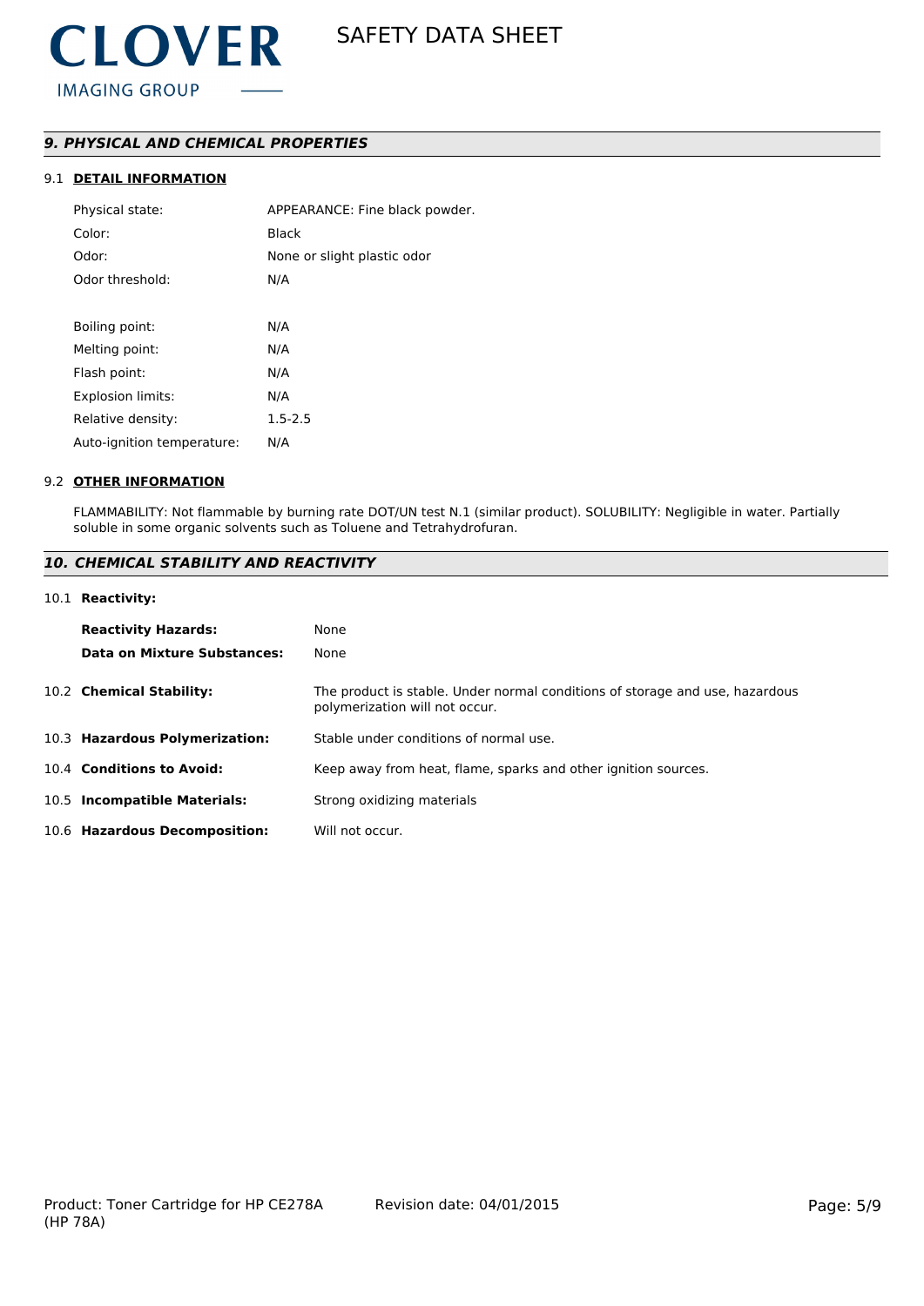## 9. PHYSICAL AND CHEMICAL PROPERTIES

### 9.1 DETAIL INFORMATION

| | |
|---|---|
| Physical state: | APPEARANCE: Fine black powder. |
| Color: | Black |
| Odor: | None or slight plastic odor |
| Odor threshold: | N/A |
| Boiling point: | N/A |
| Melting point: | N/A |
| Flash point: | N/A |
| Explosion limits: | N/A |
| Relative density: | 1.5-2.5 |
| Auto-ignition temperature: | N/A |

### 9.2 OTHER INFORMATION

FLAMMABILITY: Not flammable by burning rate DOT/UN test N.1 (similar product). SOLUBILITY: Negligible in water. Partially soluble in some organic solvents such as Toluene and Tetrahydrofuran.

## 10. CHEMICAL STABILITY AND REACTIVITY

10.1 **Reactivity:**

| | |
|---|---|
| **Reactivity Hazards:** | None |
| **Data on Mixture Substances:** | None |

10.2 **Chemical Stability:** The product is stable. Under normal conditions of storage and use, hazardous polymerization will not occur.

10.3 **Hazardous Polymerization:** Stable under conditions of normal use.

10.4 **Conditions to Avoid:** Keep away from heat, flame, sparks and other ignition sources.

10.5 **Incompatible Materials:** Strong oxidizing materials

10.6 **Hazardous Decomposition:** Will not occur.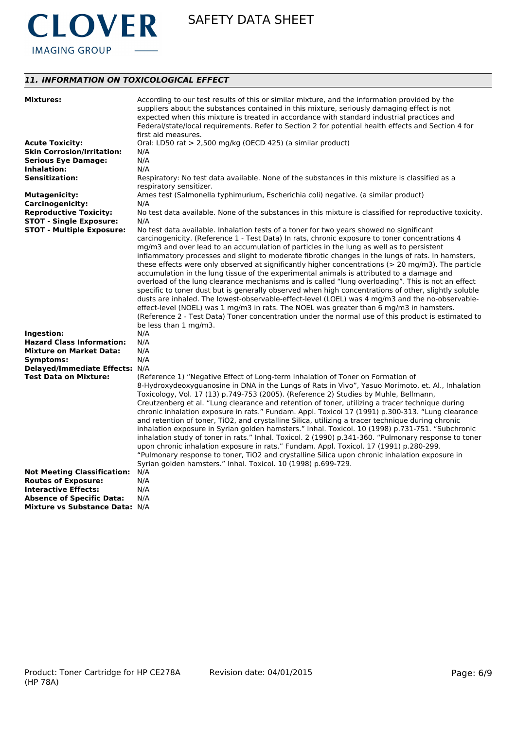## 11. INFORMATION ON TOXICOLOGICAL EFFECT

| | |
|---|---|
| **Mixtures:** | According to our test results of this or similar mixture, and the information provided by the suppliers about the substances contained in this mixture, seriously damaging effect is not expected when this mixture is treated in accordance with standard industrial practices and Federal/state/local requirements. Refer to Section 2 for potential health effects and Section 4 for first aid measures. |
| **Acute Toxicity:** | Oral: LD50 rat > 2,500 mg/kg (OECD 425) (a similar product) |
| **Skin Corrosion/Irritation:** | N/A |
| **Serious Eye Damage:** | N/A |
| **Inhalation:** | N/A |
| **Sensitization:** | Respiratory: No test data available. None of the substances in this mixture is classified as a respiratory sensitizer. |
| **Mutagenicity:** | Ames test (Salmonella typhimurium, Escherichia coli) negative. (a similar product) |
| **Carcinogenicity:** | N/A |
| **Reproductive Toxicity:** | No test data available. None of the substances in this mixture is classified for reproductive toxicity. |
| **STOT - Single Exposure:** | N/A |
| **STOT - Multiple Exposure:** | No test data available. Inhalation tests of a toner for two years showed no significant carcinogenicity. (Reference 1 - Test Data) In rats, chronic exposure to toner concentrations 4 mg/m3 and over lead to an accumulation of particles in the lung as well as to persistent inflammatory processes and slight to moderate fibrotic changes in the lungs of rats. In hamsters, these effects were only observed at significantly higher concentrations (> 20 mg/m3). The particle accumulation in the lung tissue of the experimental animals is attributed to a damage and overload of the lung clearance mechanisms and is called "lung overloading". This is not an effect specific to toner dust but is generally observed when high concentrations of other, slightly soluble dusts are inhaled. The lowest-observable-effect-level (LOEL) was 4 mg/m3 and the no-observable-effect-level (NOEL) was 1 mg/m3 in rats. The NOEL was greater than 6 mg/m3 in hamsters. (Reference 2 - Test Data) Toner concentration under the normal use of this product is estimated to be less than 1 mg/m3. |
| **Ingestion:** | N/A |
| **Hazard Class Information:** | N/A |
| **Mixture on Market Data:** | N/A |
| **Symptoms:** | N/A |
| **Delayed/Immediate Effects:** | N/A |
| **Test Data on Mixture:** | (Reference 1) "Negative Effect of Long-term Inhalation of Toner on Formation of 8-Hydroxydeoxyguanosine in DNA in the Lungs of Rats in Vivo", Yasuo Morimoto, et. Al., Inhalation Toxicology, Vol. 17 (13) p.749-753 (2005). (Reference 2) Studies by Muhle, Bellmann, Creutzenberg et al. "Lung clearance and retention of toner, utilizing a tracer technique during chronic inhalation exposure in rats." Fundam. Appl. Toxicol 17 (1991) p.300-313. "Lung clearance and retention of toner, TiO2, and crystalline Silica, utilizing a tracer technique during chronic inhalation exposure in Syrian golden hamsters." Inhal. Toxicol. 10 (1998) p.731-751. "Subchronic inhalation study of toner in rats." Inhal. Toxicol. 2 (1990) p.341-360. "Pulmonary response to toner upon chronic inhalation exposure in rats." Fundam. Appl. Toxicol. 17 (1991) p.280-299. "Pulmonary response to toner, TiO2 and crystalline Silica upon chronic inhalation exposure in Syrian golden hamsters." Inhal. Toxicol. 10 (1998) p.699-729. |
| **Not Meeting Classification:** | N/A |
| **Routes of Exposure:** | N/A |
| **Interactive Effects:** | N/A |
| **Absence of Specific Data:** | N/A |
| **Mixture vs Substance Data:** | N/A |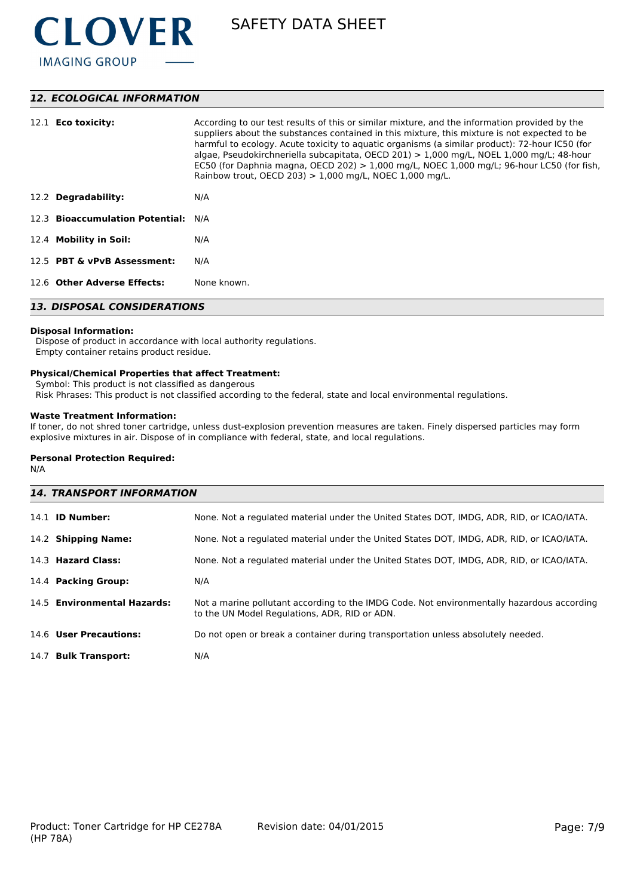## 12. ECOLOGICAL INFORMATION

| | |
|---|---|
| 12.1 **Eco toxicity:** | According to our test results of this or similar mixture, and the information provided by the suppliers about the substances contained in this mixture, this mixture is not expected to be harmful to ecology. Acute toxicity to aquatic organisms (a similar product): 72-hour IC50 (for algae, Pseudokirchneriella subcapitata, OECD 201) > 1,000 mg/L, NOEL 1,000 mg/L; 48-hour EC50 (for Daphnia magna, OECD 202) > 1,000 mg/L, NOEC 1,000 mg/L; 96-hour LC50 (for fish, Rainbow trout, OECD 203) > 1,000 mg/L, NOEC 1,000 mg/L. |
| 12.2 **Degradability:** | N/A |
| 12.3 **Bioaccumulation Potential:** | N/A |
| 12.4 **Mobility in Soil:** | N/A |
| 12.5 **PBT & vPvB Assessment:** | N/A |
| 12.6 **Other Adverse Effects:** | None known. |

## 13. DISPOSAL CONSIDERATIONS

**Disposal Information:**
Dispose of product in accordance with local authority regulations.
Empty container retains product residue.

**Physical/Chemical Properties that affect Treatment:**
Symbol: This product is not classified as dangerous
Risk Phrases: This product is not classified according to the federal, state and local environmental regulations.

**Waste Treatment Information:**
If toner, do not shred toner cartridge, unless dust-explosion prevention measures are taken. Finely dispersed particles may form explosive mixtures in air. Dispose of in compliance with federal, state, and local regulations.

**Personal Protection Required:**
N/A

## 14. TRANSPORT INFORMATION

| | |
|---|---|
| 14.1 **ID Number:** | None. Not a regulated material under the United States DOT, IMDG, ADR, RID, or ICAO/IATA. |
| 14.2 **Shipping Name:** | None. Not a regulated material under the United States DOT, IMDG, ADR, RID, or ICAO/IATA. |
| 14.3 **Hazard Class:** | None. Not a regulated material under the United States DOT, IMDG, ADR, RID, or ICAO/IATA. |
| 14.4 **Packing Group:** | N/A |
| 14.5 **Environmental Hazards:** | Not a marine pollutant according to the IMDG Code. Not environmentally hazardous according to the UN Model Regulations, ADR, RID or ADN. |
| 14.6 **User Precautions:** | Do not open or break a container during transportation unless absolutely needed. |
| 14.7 **Bulk Transport:** | N/A |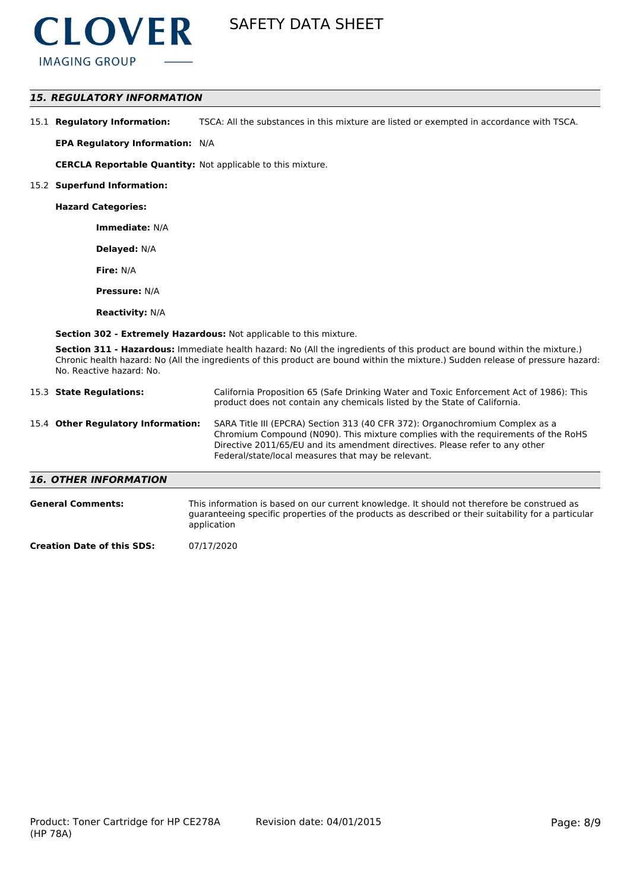## *15. REGULATORY INFORMATION*

15.1 **Regulatory Information:** TSCA: All the substances in this mixture are listed or exempted in accordance with TSCA.

**EPA Regulatory Information:** N/A

**CERCLA Reportable Quantity:** Not applicable to this mixture.

15.2 **Superfund Information:**

**Hazard Categories:**

**Immediate:** N/A

**Delayed:** N/A

**Fire:** N/A

**Pressure:** N/A

**Reactivity:** N/A

**Section 302 - Extremely Hazardous:** Not applicable to this mixture.

**Section 311 - Hazardous:** Immediate health hazard: No (All the ingredients of this product are bound within the mixture.) Chronic health hazard: No (All the ingredients of this product are bound within the mixture.) Sudden release of pressure hazard: No. Reactive hazard: No.

15.3 **State Regulations:** California Proposition 65 (Safe Drinking Water and Toxic Enforcement Act of 1986): This product does not contain any chemicals listed by the State of California.

15.4 **Other Regulatory Information:** SARA Title III (EPCRA) Section 313 (40 CFR 372): Organochromium Complex as a Chromium Compound (N090). This mixture complies with the requirements of the RoHS Directive 2011/65/EU and its amendment directives. Please refer to any other Federal/state/local measures that may be relevant.

## *16. OTHER INFORMATION*

**General Comments:** This information is based on our current knowledge. It should not therefore be construed as guaranteeing specific properties of the products as described or their suitability for a particular application

**Creation Date of this SDS:** 07/17/2020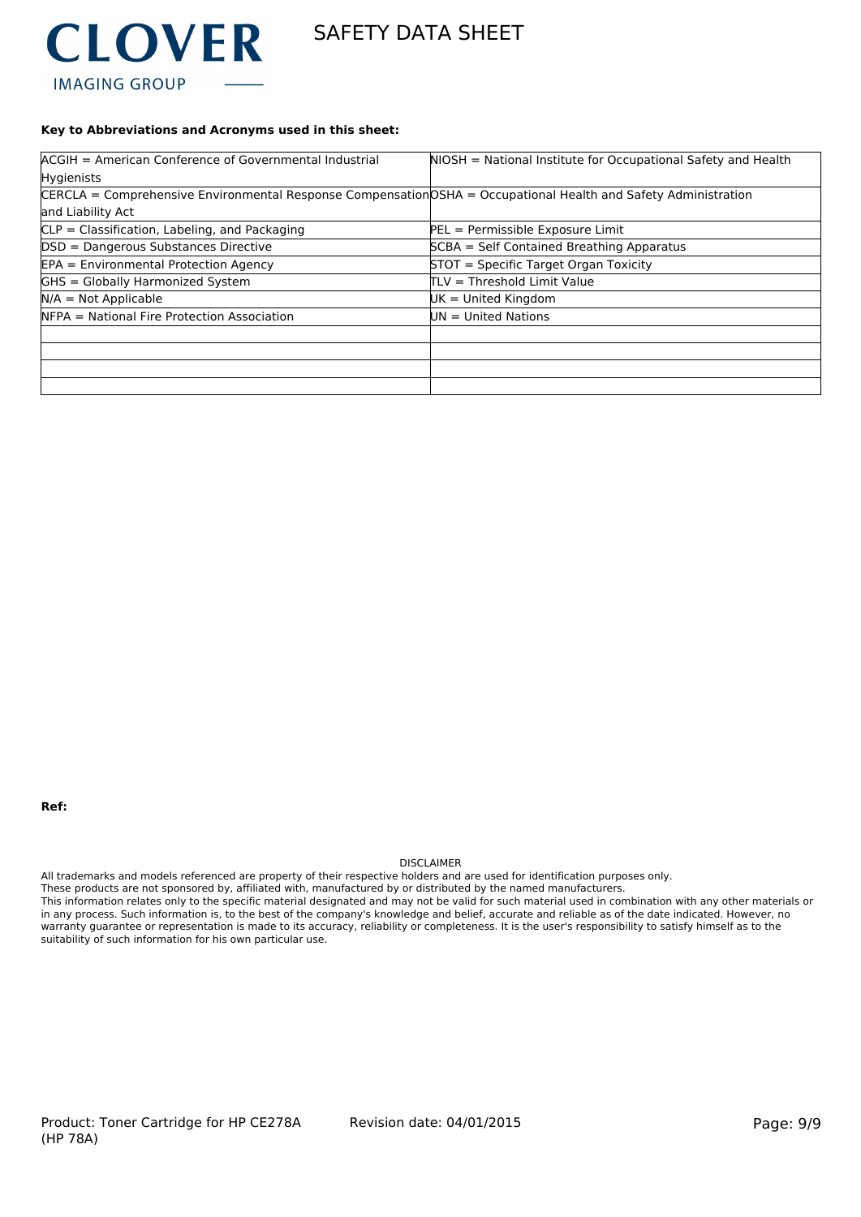**Key to Abbreviations and Acronyms used in this sheet:**

| | |
|---|---|
| ACGIH = American Conference of Governmental Industrial Hygienists | NIOSH = National Institute for Occupational Safety and Health |
| CERCLA = Comprehensive Environmental Response Compensation and Liability Act | OSHA = Occupational Health and Safety Administration |
| CLP = Classification, Labeling, and Packaging | PEL = Permissible Exposure Limit |
| DSD = Dangerous Substances Directive | SCBA = Self Contained Breathing Apparatus |
| EPA = Environmental Protection Agency | STOT = Specific Target Organ Toxicity |
| GHS = Globally Harmonized System | TLV = Threshold Limit Value |
| N/A = Not Applicable | UK = United Kingdom |
| NFPA = National Fire Protection Association | UN = United Nations |
| | |
| | |
| | |
| | |

**Ref:**

DISCLAIMER

All trademarks and models referenced are property of their respective holders and are used for identification purposes only.
These products are not sponsored by, affiliated with, manufactured by or distributed by the named manufacturers.
This information relates only to the specific material designated and may not be valid for such material used in combination with any other materials or in any process. Such information is, to the best of the company's knowledge and belief, accurate and reliable as of the date indicated. However, no warranty guarantee or representation is made to its accuracy, reliability or completeness. It is the user's responsibility to satisfy himself as to the suitability of such information for his own particular use.